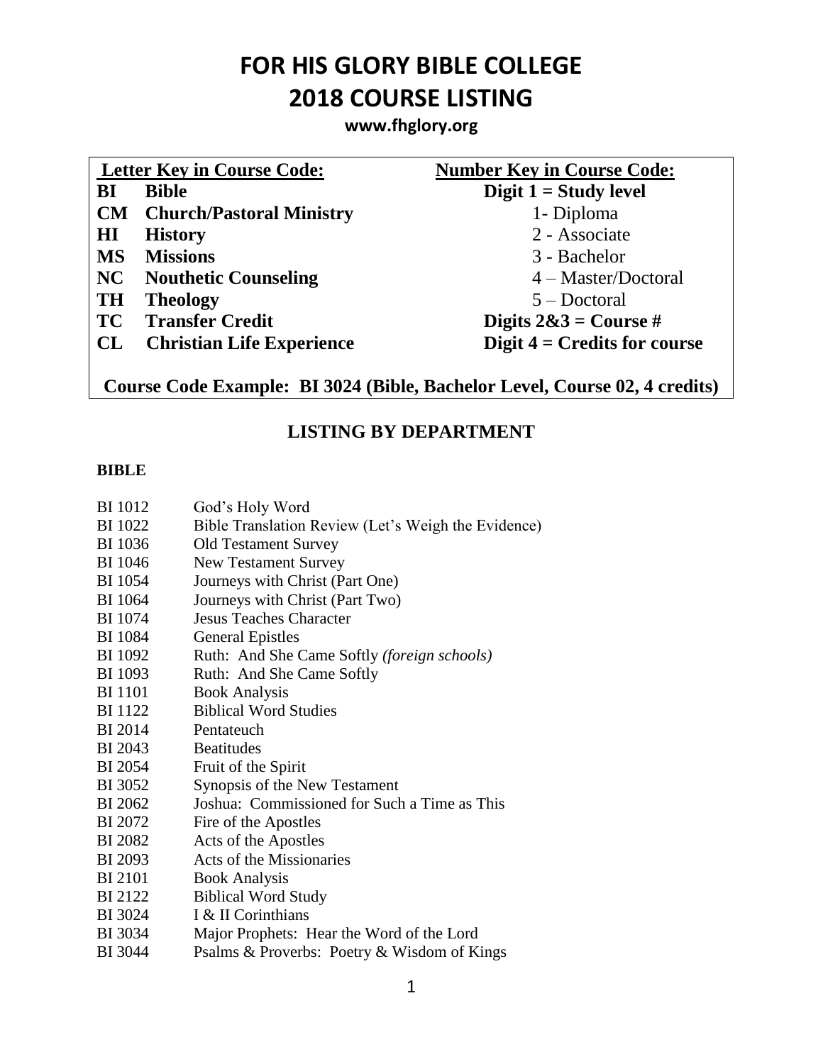# FOR HIS GLORY BIBLE COLLEGE
# 2018 COURSE LISTING

**www.fhglory.org**

| **Letter Key in Course Code:** | | **Number Key in Course Code:** |
|---|---|---|
| **BI** | **Bible** | **Digit 1 = Study level** |
| **CM** | **Church/Pastoral Ministry** | 1- Diploma |
| **HI** | **History** | 2 - Associate |
| **MS** | **Missions** | 3 - Bachelor |
| **NC** | **Nouthetic Counseling** | 4 – Master/Doctoral |
| **TH** | **Theology** | 5 – Doctoral |
| **TC** | **Transfer Credit** | **Digits 2&3 = Course #** |
| **CL** | **Christian Life Experience** | **Digit 4 = Credits for course** |

**Course Code Example: BI 3024 (Bible, Bachelor Level, Course 02, 4 credits)**

## LISTING BY DEPARTMENT

### BIBLE

| | |
|---|---|
| BI 1012 | God's Holy Word |
| BI 1022 | Bible Translation Review (Let's Weigh the Evidence) |
| BI 1036 | Old Testament Survey |
| BI 1046 | New Testament Survey |
| BI 1054 | Journeys with Christ (Part One) |
| BI 1064 | Journeys with Christ (Part Two) |
| BI 1074 | Jesus Teaches Character |
| BI 1084 | General Epistles |
| BI 1092 | Ruth: And She Came Softly *(foreign schools)* |
| BI 1093 | Ruth: And She Came Softly |
| BI 1101 | Book Analysis |
| BI 1122 | Biblical Word Studies |
| BI 2014 | Pentateuch |
| BI 2043 | Beatitudes |
| BI 2054 | Fruit of the Spirit |
| BI 3052 | Synopsis of the New Testament |
| BI 2062 | Joshua: Commissioned for Such a Time as This |
| BI 2072 | Fire of the Apostles |
| BI 2082 | Acts of the Apostles |
| BI 2093 | Acts of the Missionaries |
| BI 2101 | Book Analysis |
| BI 2122 | Biblical Word Study |
| BI 3024 | I & II Corinthians |
| BI 3034 | Major Prophets: Hear the Word of the Lord |
| BI 3044 | Psalms & Proverbs: Poetry & Wisdom of Kings |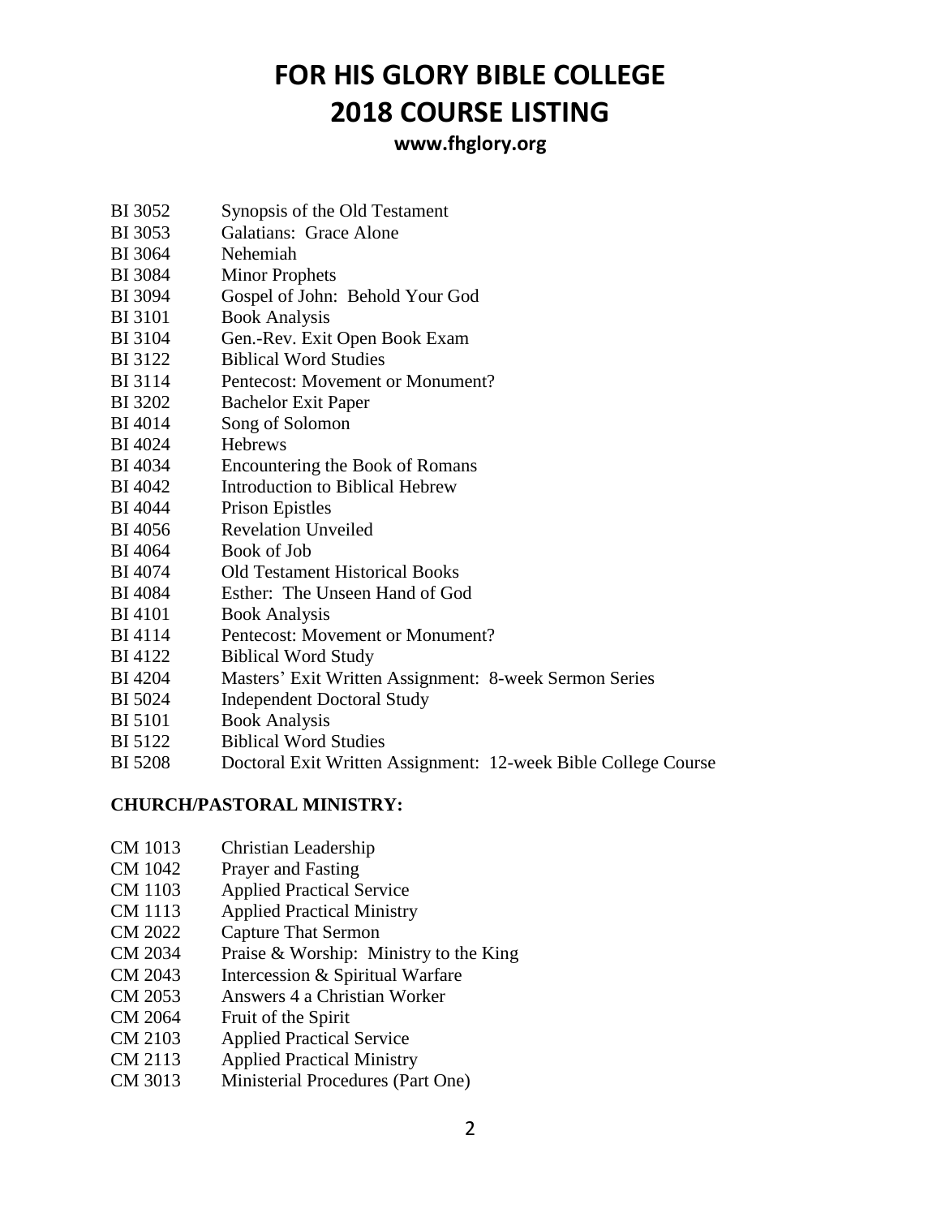# FOR HIS GLORY BIBLE COLLEGE
# 2018 COURSE LISTING

**www.fhglory.org**

| | |
|---|---|
| BI 3052 | Synopsis of the Old Testament |
| BI 3053 | Galatians: Grace Alone |
| BI 3064 | Nehemiah |
| BI 3084 | Minor Prophets |
| BI 3094 | Gospel of John: Behold Your God |
| BI 3101 | Book Analysis |
| BI 3104 | Gen.-Rev. Exit Open Book Exam |
| BI 3122 | Biblical Word Studies |
| BI 3114 | Pentecost: Movement or Monument? |
| BI 3202 | Bachelor Exit Paper |
| BI 4014 | Song of Solomon |
| BI 4024 | Hebrews |
| BI 4034 | Encountering the Book of Romans |
| BI 4042 | Introduction to Biblical Hebrew |
| BI 4044 | Prison Epistles |
| BI 4056 | Revelation Unveiled |
| BI 4064 | Book of Job |
| BI 4074 | Old Testament Historical Books |
| BI 4084 | Esther: The Unseen Hand of God |
| BI 4101 | Book Analysis |
| BI 4114 | Pentecost: Movement or Monument? |
| BI 4122 | Biblical Word Study |
| BI 4204 | Masters' Exit Written Assignment: 8-week Sermon Series |
| BI 5024 | Independent Doctoral Study |
| BI 5101 | Book Analysis |
| BI 5122 | Biblical Word Studies |
| BI 5208 | Doctoral Exit Written Assignment: 12-week Bible College Course |

**CHURCH/PASTORAL MINISTRY:**

| | |
|---|---|
| CM 1013 | Christian Leadership |
| CM 1042 | Prayer and Fasting |
| CM 1103 | Applied Practical Service |
| CM 1113 | Applied Practical Ministry |
| CM 2022 | Capture That Sermon |
| CM 2034 | Praise & Worship: Ministry to the King |
| CM 2043 | Intercession & Spiritual Warfare |
| CM 2053 | Answers 4 a Christian Worker |
| CM 2064 | Fruit of the Spirit |
| CM 2103 | Applied Practical Service |
| CM 2113 | Applied Practical Ministry |
| CM 3013 | Ministerial Procedures (Part One) |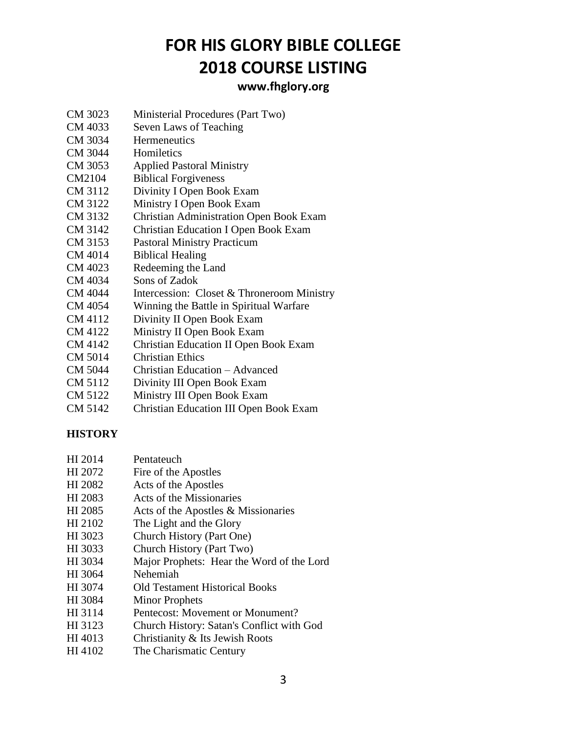# FOR HIS GLORY BIBLE COLLEGE
# 2018 COURSE LISTING

**www.fhglory.org**

| | |
|---|---|
| CM 3023 | Ministerial Procedures (Part Two) |
| CM 4033 | Seven Laws of Teaching |
| CM 3034 | Hermeneutics |
| CM 3044 | Homiletics |
| CM 3053 | Applied Pastoral Ministry |
| CM2104 | Biblical Forgiveness |
| CM 3112 | Divinity I Open Book Exam |
| CM 3122 | Ministry I Open Book Exam |
| CM 3132 | Christian Administration Open Book Exam |
| CM 3142 | Christian Education I Open Book Exam |
| CM 3153 | Pastoral Ministry Practicum |
| CM 4014 | Biblical Healing |
| CM 4023 | Redeeming the Land |
| CM 4034 | Sons of Zadok |
| CM 4044 | Intercession: Closet & Throneroom Ministry |
| CM 4054 | Winning the Battle in Spiritual Warfare |
| CM 4112 | Divinity II Open Book Exam |
| CM 4122 | Ministry II Open Book Exam |
| CM 4142 | Christian Education II Open Book Exam |
| CM 5014 | Christian Ethics |
| CM 5044 | Christian Education – Advanced |
| CM 5112 | Divinity III Open Book Exam |
| CM 5122 | Ministry III Open Book Exam |
| CM 5142 | Christian Education III Open Book Exam |

**HISTORY**

| | |
|---|---|
| HI 2014 | Pentateuch |
| HI 2072 | Fire of the Apostles |
| HI 2082 | Acts of the Apostles |
| HI 2083 | Acts of the Missionaries |
| HI 2085 | Acts of the Apostles & Missionaries |
| HI 2102 | The Light and the Glory |
| HI 3023 | Church History (Part One) |
| HI 3033 | Church History (Part Two) |
| HI 3034 | Major Prophets: Hear the Word of the Lord |
| HI 3064 | Nehemiah |
| HI 3074 | Old Testament Historical Books |
| HI 3084 | Minor Prophets |
| HI 3114 | Pentecost: Movement or Monument? |
| HI 3123 | Church History: Satan's Conflict with God |
| HI 4013 | Christianity & Its Jewish Roots |
| HI 4102 | The Charismatic Century |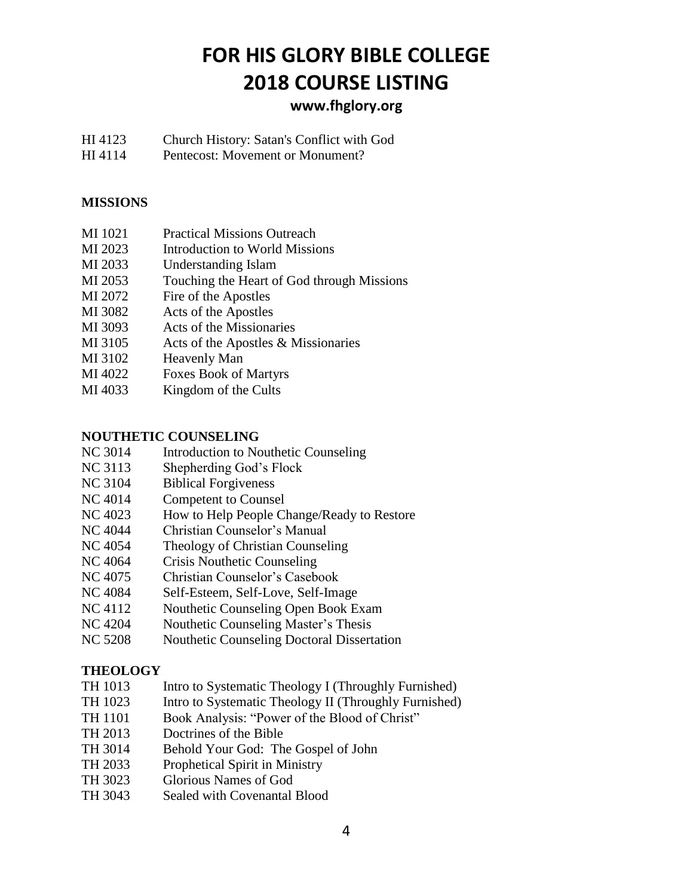# FOR HIS GLORY BIBLE COLLEGE
# 2018 COURSE LISTING

**www.fhglory.org**

HI 4123 Church History: Satan's Conflict with God
HI 4114 Pentecost: Movement or Monument?

## MISSIONS

MI 1021 Practical Missions Outreach
MI 2023 Introduction to World Missions
MI 2033 Understanding Islam
MI 2053 Touching the Heart of God through Missions
MI 2072 Fire of the Apostles
MI 3082 Acts of the Apostles
MI 3093 Acts of the Missionaries
MI 3105 Acts of the Apostles & Missionaries
MI 3102 Heavenly Man
MI 4022 Foxes Book of Martyrs
MI 4033 Kingdom of the Cults

## NOUTHETIC COUNSELING

NC 3014 Introduction to Nouthetic Counseling
NC 3113 Shepherding God's Flock
NC 3104 Biblical Forgiveness
NC 4014 Competent to Counsel
NC 4023 How to Help People Change/Ready to Restore
NC 4044 Christian Counselor's Manual
NC 4054 Theology of Christian Counseling
NC 4064 Crisis Nouthetic Counseling
NC 4075 Christian Counselor's Casebook
NC 4084 Self-Esteem, Self-Love, Self-Image
NC 4112 Nouthetic Counseling Open Book Exam
NC 4204 Nouthetic Counseling Master's Thesis
NC 5208 Nouthetic Counseling Doctoral Dissertation

## THEOLOGY

TH 1013 Intro to Systematic Theology I (Throughly Furnished)
TH 1023 Intro to Systematic Theology II (Throughly Furnished)
TH 1101 Book Analysis: "Power of the Blood of Christ"
TH 2013 Doctrines of the Bible
TH 3014 Behold Your God: The Gospel of John
TH 2033 Prophetical Spirit in Ministry
TH 3023 Glorious Names of God
TH 3043 Sealed with Covenantal Blood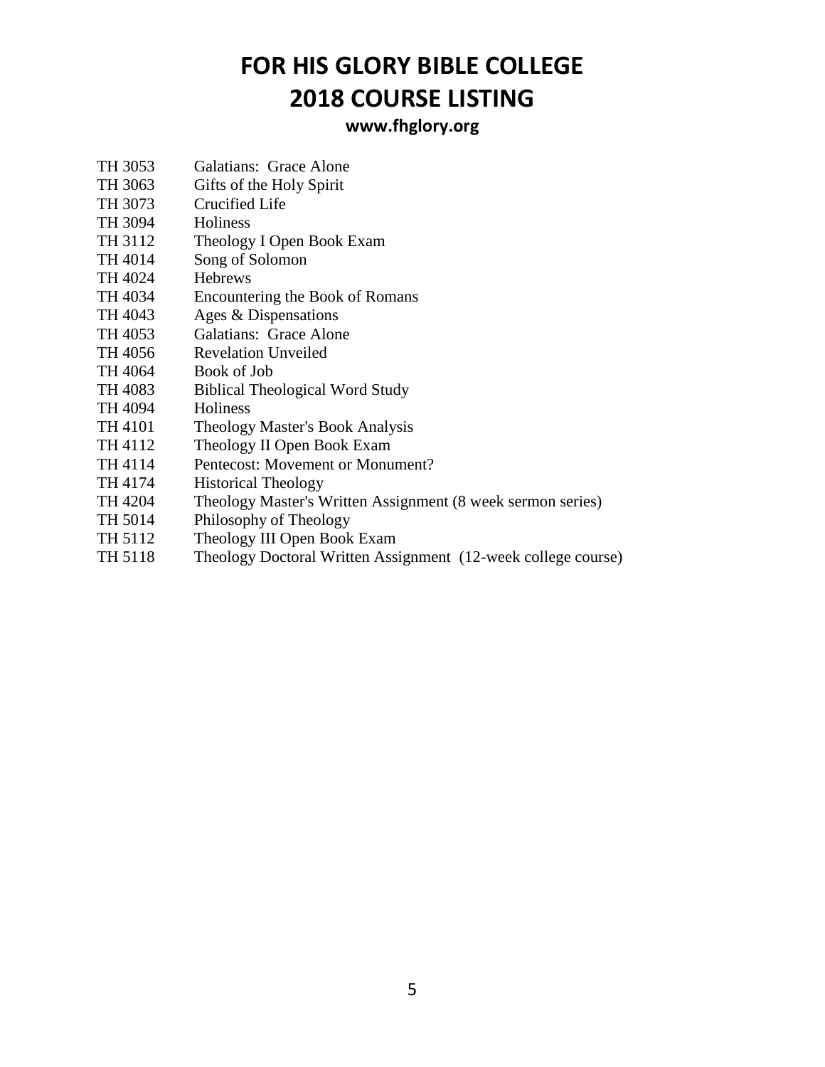# FOR HIS GLORY BIBLE COLLEGE
# 2018 COURSE LISTING

**www.fhglory.org**

| | |
|---|---|
| TH 3053 | Galatians: Grace Alone |
| TH 3063 | Gifts of the Holy Spirit |
| TH 3073 | Crucified Life |
| TH 3094 | Holiness |
| TH 3112 | Theology I Open Book Exam |
| TH 4014 | Song of Solomon |
| TH 4024 | Hebrews |
| TH 4034 | Encountering the Book of Romans |
| TH 4043 | Ages & Dispensations |
| TH 4053 | Galatians: Grace Alone |
| TH 4056 | Revelation Unveiled |
| TH 4064 | Book of Job |
| TH 4083 | Biblical Theological Word Study |
| TH 4094 | Holiness |
| TH 4101 | Theology Master's Book Analysis |
| TH 4112 | Theology II Open Book Exam |
| TH 4114 | Pentecost: Movement or Monument? |
| TH 4174 | Historical Theology |
| TH 4204 | Theology Master's Written Assignment (8 week sermon series) |
| TH 5014 | Philosophy of Theology |
| TH 5112 | Theology III Open Book Exam |
| TH 5118 | Theology Doctoral Written Assignment (12-week college course) |